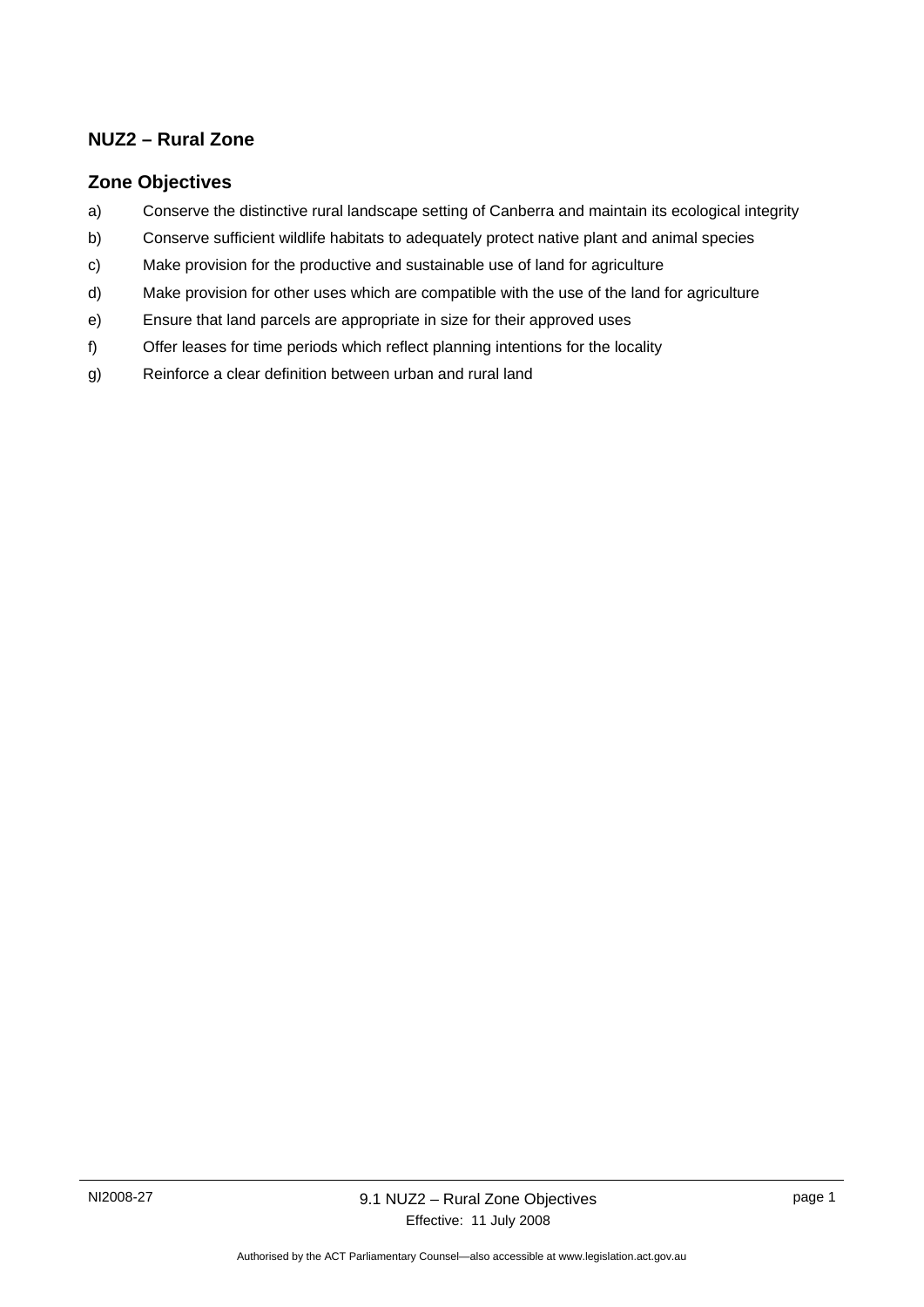## NUZ2 – Rural Zone

### Zone Objectives

a) Conserve the distinctive rural landscape setting of Canberra and maintain its ecological integrity

b) Conserve sufficient wildlife habitats to adequately protect native plant and animal species

c) Make provision for the productive and sustainable use of land for agriculture

d) Make provision for other uses which are compatible with the use of the land for agriculture

e) Ensure that land parcels are appropriate in size for their approved uses

f) Offer leases for time periods which reflect planning intentions for the locality

g) Reinforce a clear definition between urban and rural land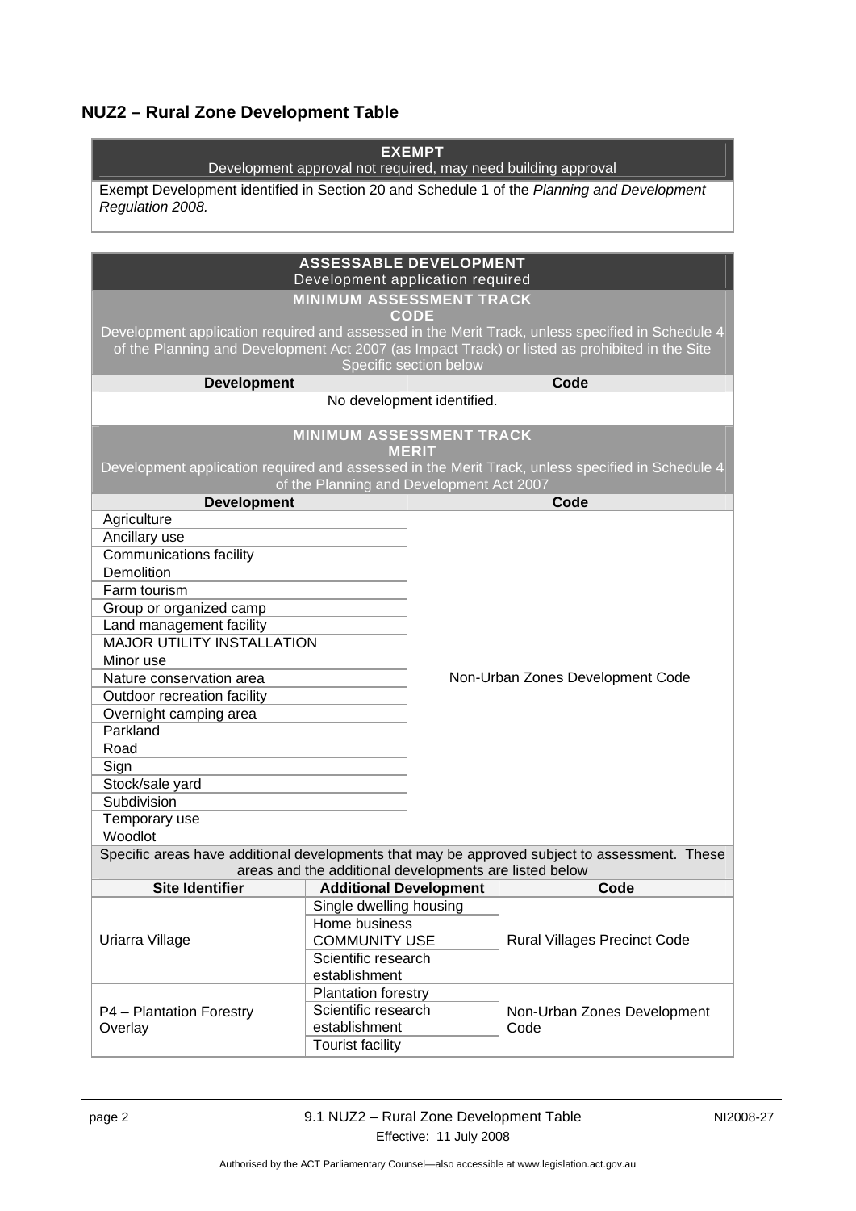## NUZ2 – Rural Zone Development Table

| EXEMPT<br>Development approval not required, may need building approval |
|---|
| Exempt Development identified in Section 20 and Schedule 1 of the *Planning and Development Regulation 2008.* |

| ASSESSABLE DEVELOPMENT<br>Development application required | |
|---|---|
| **MINIMUM ASSESSMENT TRACK<br>CODE**<br>Development application required and assessed in the Merit Track, unless specified in Schedule 4 of the Planning and Development Act 2007 (as Impact Track) or listed as prohibited in the Site Specific section below | |
| **Development** | **Code** |
| No development identified. | |

| MINIMUM ASSESSMENT TRACK<br>MERIT<br>Development application required and assessed in the Merit Track, unless specified in Schedule 4 of the Planning and Development Act 2007 | |
|---|---|
| **Development** | **Code** |
| Agriculture | Non-Urban Zones Development Code |
| Ancillary use | |
| Communications facility | |
| Demolition | |
| Farm tourism | |
| Group or organized camp | |
| Land management facility | |
| MAJOR UTILITY INSTALLATION | |
| Minor use | |
| Nature conservation area | |
| Outdoor recreation facility | |
| Overnight camping area | |
| Parkland | |
| Road | |
| Sign | |
| Stock/sale yard | |
| Subdivision | |
| Temporary use | |
| Woodlot | |

| Specific areas have additional developments that may be approved subject to assessment. These areas and the additional developments are listed below | | |
|---|---|---|
| **Site Identifier** | **Additional Development** | **Code** |
| Uriarra Village | Single dwelling housing | Rural Villages Precinct Code |
| | Home business | |
| | COMMUNITY USE | |
| | Scientific research establishment | |
| P4 – Plantation Forestry Overlay | Plantation forestry | Non-Urban Zones Development Code |
| | Scientific research establishment | |
| | Tourist facility | |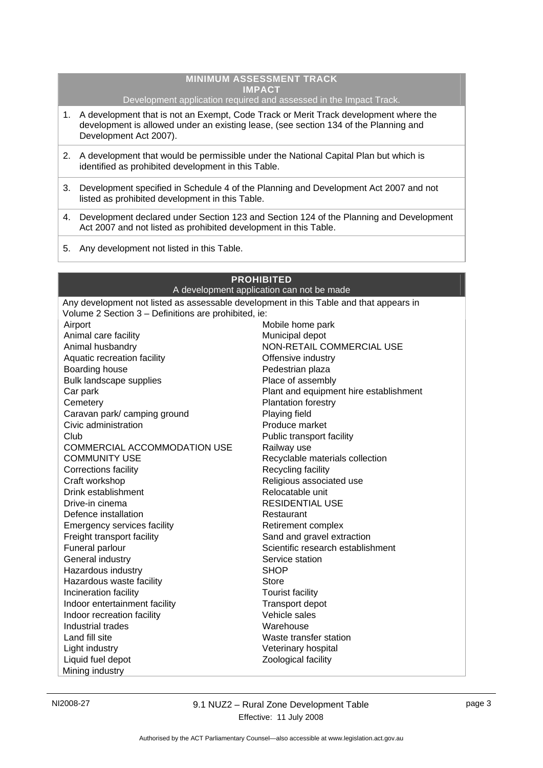| MINIMUM ASSESSMENT TRACK<br>IMPACT<br>Development application required and assessed in the Impact Track. |
|---|
| 1. A development that is not an Exempt, Code Track or Merit Track development where the development is allowed under an existing lease, (see section 134 of the Planning and Development Act 2007). |
| 2. A development that would be permissible under the National Capital Plan but which is identified as prohibited development in this Table. |
| 3. Development specified in Schedule 4 of the Planning and Development Act 2007 and not listed as prohibited development in this Table. |
| 4. Development declared under Section 123 and Section 124 of the Planning and Development Act 2007 and not listed as prohibited development in this Table. |
| 5. Any development not listed in this Table. |

| PROHIBITED<br>A development application can not be made | |
|---|---|
| Any development not listed as assessable development in this Table and that appears in Volume 2 Section 3 – Definitions are prohibited, ie: | |
| Airport | Mobile home park |
| Animal care facility | Municipal depot |
| Animal husbandry | NON-RETAIL COMMERCIAL USE |
| Aquatic recreation facility | Offensive industry |
| Boarding house | Pedestrian plaza |
| Bulk landscape supplies | Place of assembly |
| Car park | Plant and equipment hire establishment |
| Cemetery | Plantation forestry |
| Caravan park/ camping ground | Playing field |
| Civic administration | Produce market |
| Club | Public transport facility |
| COMMERCIAL ACCOMMODATION USE | Railway use |
| COMMUNITY USE | Recyclable materials collection |
| Corrections facility | Recycling facility |
| Craft workshop | Religious associated use |
| Drink establishment | Relocatable unit |
| Drive-in cinema | RESIDENTIAL USE |
| Defence installation | Restaurant |
| Emergency services facility | Retirement complex |
| Freight transport facility | Sand and gravel extraction |
| Funeral parlour | Scientific research establishment |
| General industry | Service station |
| Hazardous industry | SHOP |
| Hazardous waste facility | Store |
| Incineration facility | Tourist facility |
| Indoor entertainment facility | Transport depot |
| Indoor recreation facility | Vehicle sales |
| Industrial trades | Warehouse |
| Land fill site | Waste transfer station |
| Light industry | Veterinary hospital |
| Liquid fuel depot | Zoological facility |
| Mining industry | |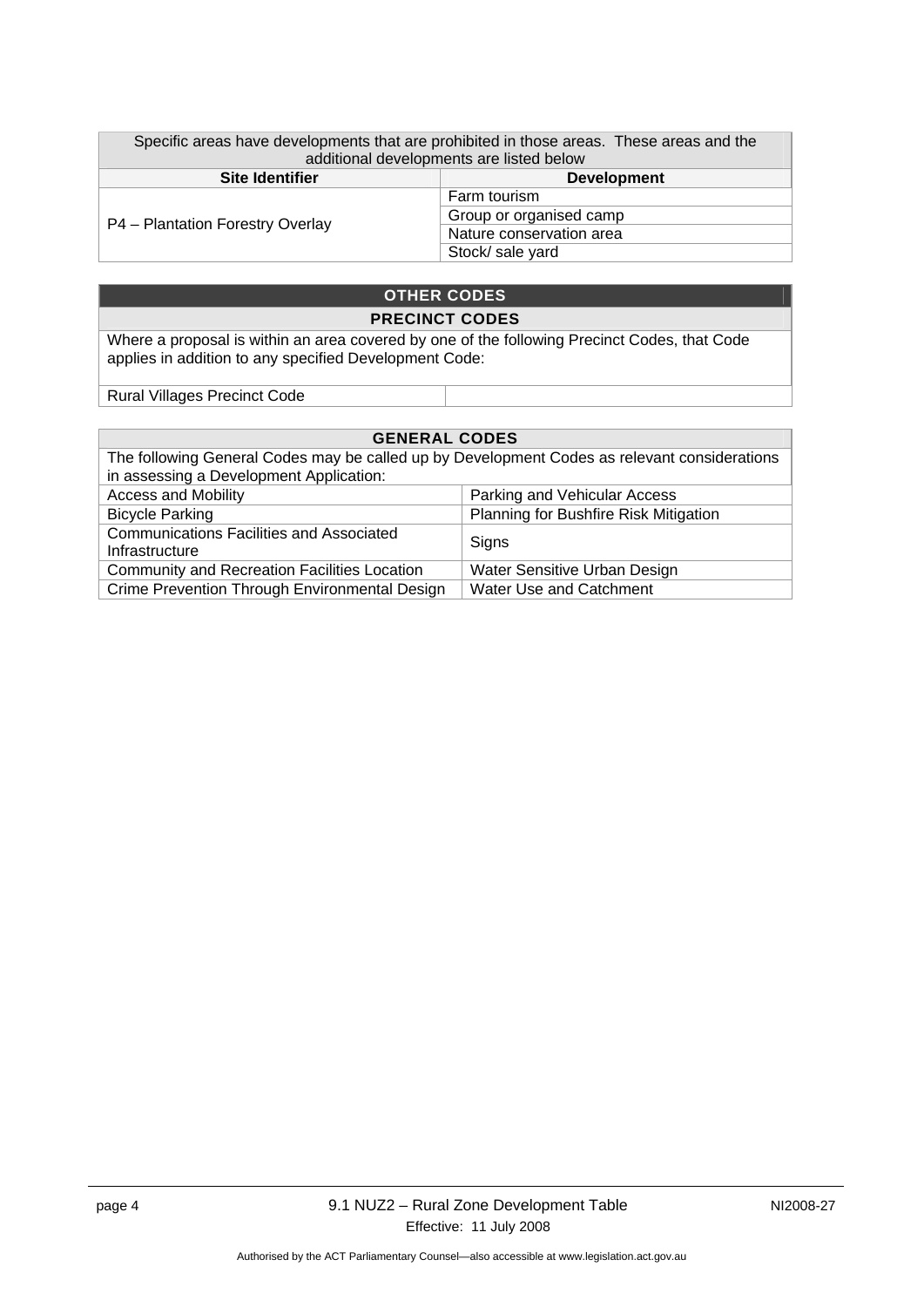| Specific areas have developments that are prohibited in those areas. These areas and the additional developments are listed below | |
|---|---|
| **Site Identifier** | **Development** |
| P4 – Plantation Forestry Overlay | Farm tourism |
| | Group or organised camp |
| | Nature conservation area |
| | Stock/ sale yard |

## OTHER CODES

### PRECINCT CODES

Where a proposal is within an area covered by one of the following Precinct Codes, that Code applies in addition to any specified Development Code:

| | |
|---|---|
| Rural Villages Precinct Code | |

### GENERAL CODES

The following General Codes may be called up by Development Codes as relevant considerations in assessing a Development Application:

| | |
|---|---|
| Access and Mobility | Parking and Vehicular Access |
| Bicycle Parking | Planning for Bushfire Risk Mitigation |
| Communications Facilities and Associated Infrastructure | Signs |
| Community and Recreation Facilities Location | Water Sensitive Urban Design |
| Crime Prevention Through Environmental Design | Water Use and Catchment |